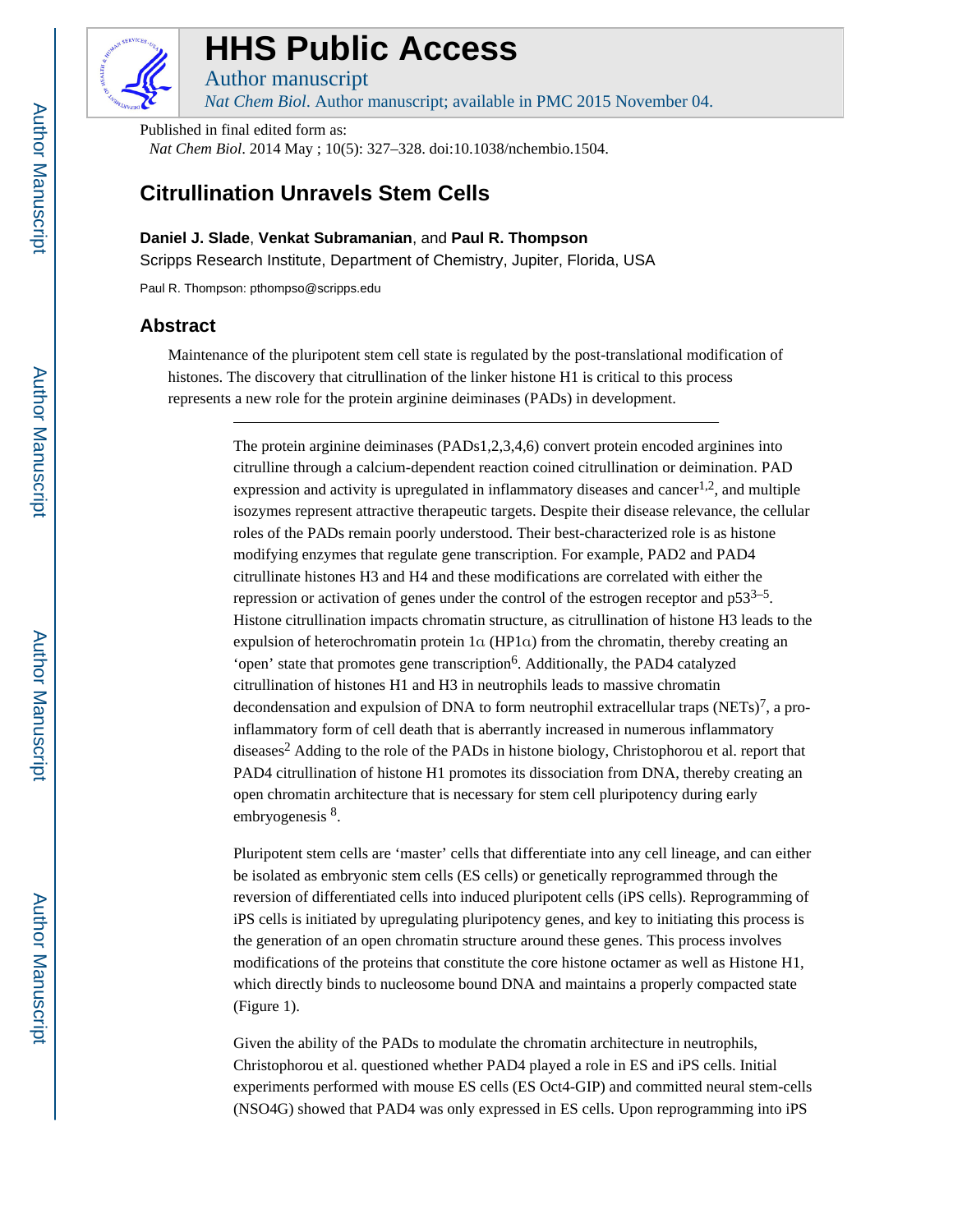# Citrullination Unravels Stem Cells

**Daniel J. Slade**, **Venkat Subramanian**, and **Paul R. Thompson**

Scripps Research Institute, Department of Chemistry, Jupiter, Florida, USA

Paul R. Thompson: pthompso@scripps.edu

Published in final edited form as:

*Nat Chem Biol*. 2014 May ; 10(5): 327–328. doi:10.1038/nchembio.1504.

## Abstract

Maintenance of the pluripotent stem cell state is regulated by the post-translational modification of histones. The discovery that citrullination of the linker histone H1 is critical to this process represents a new role for the protein arginine deiminases (PADs) in development.

---

The protein arginine deiminases (PADs1,2,3,4,6) convert protein encoded arginines into citrulline through a calcium-dependent reaction coined citrullination or deimination. PAD expression and activity is upregulated in inflammatory diseases and cancer[1,2], and multiple isozymes represent attractive therapeutic targets. Despite their disease relevance, the cellular roles of the PADs remain poorly understood. Their best-characterized role is as histone modifying enzymes that regulate gene transcription. For example, PAD2 and PAD4 citrullinate histones H3 and H4 and these modifications are correlated with either the repression or activation of genes under the control of the estrogen receptor and p53[3–5]. Histone citrullination impacts chromatin structure, as citrullination of histone H3 leads to the expulsion of heterochromatin protein 1α (HP1α) from the chromatin, thereby creating an 'open' state that promotes gene transcription[6]. Additionally, the PAD4 catalyzed citrullination of histones H1 and H3 in neutrophils leads to massive chromatin decondensation and expulsion of DNA to form neutrophil extracellular traps (NETs)[7], a pro-inflammatory form of cell death that is aberrantly increased in numerous inflammatory diseases[2] Adding to the role of the PADs in histone biology, Christophorou et al. report that PAD4 citrullination of histone H1 promotes its dissociation from DNA, thereby creating an open chromatin architecture that is necessary for stem cell pluripotency during early embryogenesis [8].

Pluripotent stem cells are 'master' cells that differentiate into any cell lineage, and can either be isolated as embryonic stem cells (ES cells) or genetically reprogrammed through the reversion of differentiated cells into induced pluripotent cells (iPS cells). Reprogramming of iPS cells is initiated by upregulating pluripotency genes, and key to initiating this process is the generation of an open chromatin structure around these genes. This process involves modifications of the proteins that constitute the core histone octamer as well as Histone H1, which directly binds to nucleosome bound DNA and maintains a properly compacted state (Figure 1).

Given the ability of the PADs to modulate the chromatin architecture in neutrophils, Christophorou et al. questioned whether PAD4 played a role in ES and iPS cells. Initial experiments performed with mouse ES cells (ES Oct4-GIP) and committed neural stem-cells (NSO4G) showed that PAD4 was only expressed in ES cells. Upon reprogramming into iPS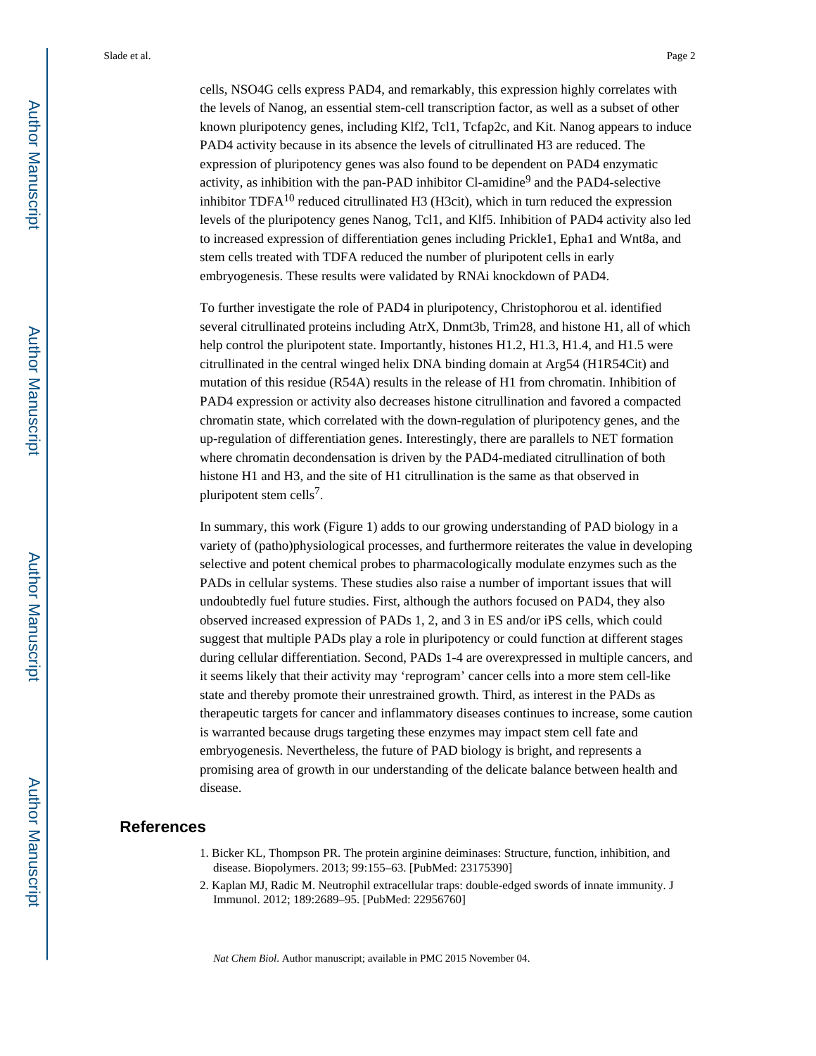cells, NSO4G cells express PAD4, and remarkably, this expression highly correlates with the levels of Nanog, an essential stem-cell transcription factor, as well as a subset of other known pluripotency genes, including Klf2, Tcl1, Tcfap2c, and Kit. Nanog appears to induce PAD4 activity because in its absence the levels of citrullinated H3 are reduced. The expression of pluripotency genes was also found to be dependent on PAD4 enzymatic activity, as inhibition with the pan-PAD inhibitor Cl-amidine[9] and the PAD4-selective inhibitor TDFA[10] reduced citrullinated H3 (H3cit), which in turn reduced the expression levels of the pluripotency genes Nanog, Tcl1, and Klf5. Inhibition of PAD4 activity also led to increased expression of differentiation genes including Prickle1, Epha1 and Wnt8a, and stem cells treated with TDFA reduced the number of pluripotent cells in early embryogenesis. These results were validated by RNAi knockdown of PAD4.

To further investigate the role of PAD4 in pluripotency, Christophorou et al. identified several citrullinated proteins including AtrX, Dnmt3b, Trim28, and histone H1, all of which help control the pluripotent state. Importantly, histones H1.2, H1.3, H1.4, and H1.5 were citrullinated in the central winged helix DNA binding domain at Arg54 (H1R54Cit) and mutation of this residue (R54A) results in the release of H1 from chromatin. Inhibition of PAD4 expression or activity also decreases histone citrullination and favored a compacted chromatin state, which correlated with the down-regulation of pluripotency genes, and the up-regulation of differentiation genes. Interestingly, there are parallels to NET formation where chromatin decondensation is driven by the PAD4-mediated citrullination of both histone H1 and H3, and the site of H1 citrullination is the same as that observed in pluripotent stem cells[7].

In summary, this work (Figure 1) adds to our growing understanding of PAD biology in a variety of (patho)physiological processes, and furthermore reiterates the value in developing selective and potent chemical probes to pharmacologically modulate enzymes such as the PADs in cellular systems. These studies also raise a number of important issues that will undoubtedly fuel future studies. First, although the authors focused on PAD4, they also observed increased expression of PADs 1, 2, and 3 in ES and/or iPS cells, which could suggest that multiple PADs play a role in pluripotency or could function at different stages during cellular differentiation. Second, PADs 1-4 are overexpressed in multiple cancers, and it seems likely that their activity may 'reprogram' cancer cells into a more stem cell-like state and thereby promote their unrestrained growth. Third, as interest in the PADs as therapeutic targets for cancer and inflammatory diseases continues to increase, some caution is warranted because drugs targeting these enzymes may impact stem cell fate and embryogenesis. Nevertheless, the future of PAD biology is bright, and represents a promising area of growth in our understanding of the delicate balance between health and disease.

## References

1. Bicker KL, Thompson PR. The protein arginine deiminases: Structure, function, inhibition, and disease. Biopolymers. 2013; 99:155–63. [PubMed: 23175390]
2. Kaplan MJ, Radic M. Neutrophil extracellular traps: double-edged swords of innate immunity. J Immunol. 2012; 189:2689–95. [PubMed: 22956760]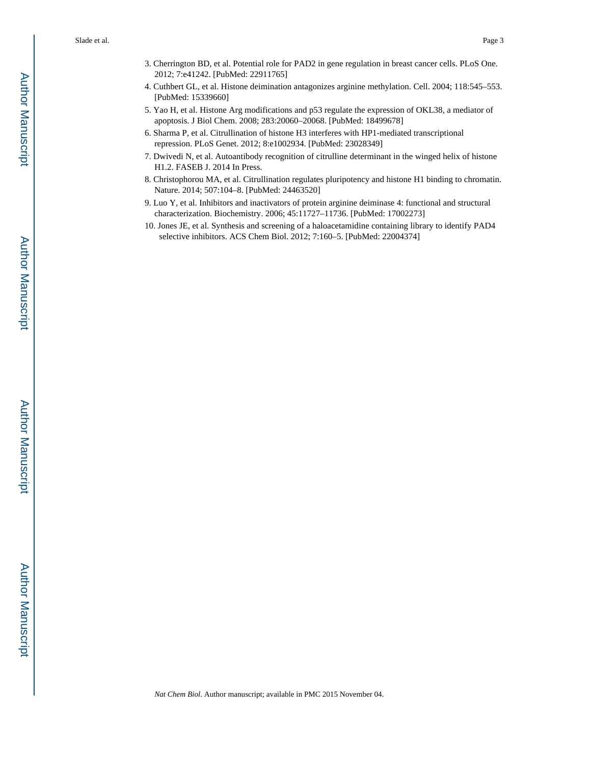3. Cherrington BD, et al. Potential role for PAD2 in gene regulation in breast cancer cells. PLoS One. 2012; 7:e41242. [PubMed: 22911765]
4. Cuthbert GL, et al. Histone deimination antagonizes arginine methylation. Cell. 2004; 118:545–553. [PubMed: 15339660]
5. Yao H, et al. Histone Arg modifications and p53 regulate the expression of OKL38, a mediator of apoptosis. J Biol Chem. 2008; 283:20060–20068. [PubMed: 18499678]
6. Sharma P, et al. Citrullination of histone H3 interferes with HP1-mediated transcriptional repression. PLoS Genet. 2012; 8:e1002934. [PubMed: 23028349]
7. Dwivedi N, et al. Autoantibody recognition of citrulline determinant in the winged helix of histone H1.2. FASEB J. 2014 In Press.
8. Christophorou MA, et al. Citrullination regulates pluripotency and histone H1 binding to chromatin. Nature. 2014; 507:104–8. [PubMed: 24463520]
9. Luo Y, et al. Inhibitors and inactivators of protein arginine deiminase 4: functional and structural characterization. Biochemistry. 2006; 45:11727–11736. [PubMed: 17002273]
10. Jones JE, et al. Synthesis and screening of a haloacetamidine containing library to identify PAD4 selective inhibitors. ACS Chem Biol. 2012; 7:160–5. [PubMed: 22004374]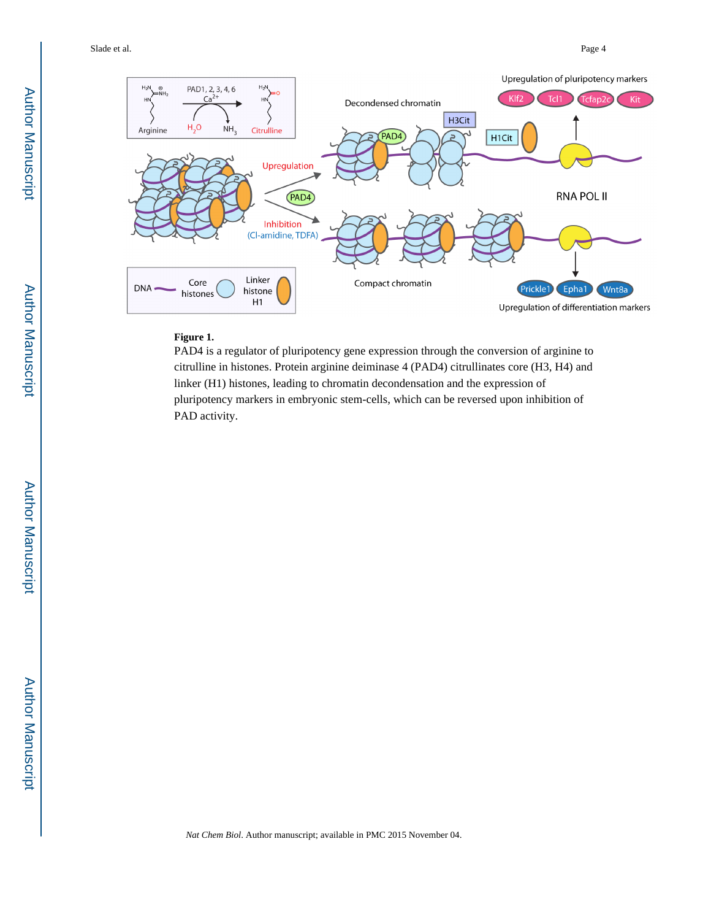**Figure 1.**

PAD4 is a regulator of pluripotency gene expression through the conversion of arginine to citrulline in histones. Protein arginine deiminase 4 (PAD4) citrullinates core (H3, H4) and linker (H1) histones, leading to chromatin decondensation and the expression of pluripotency markers in embryonic stem-cells, which can be reversed upon inhibition of PAD activity.